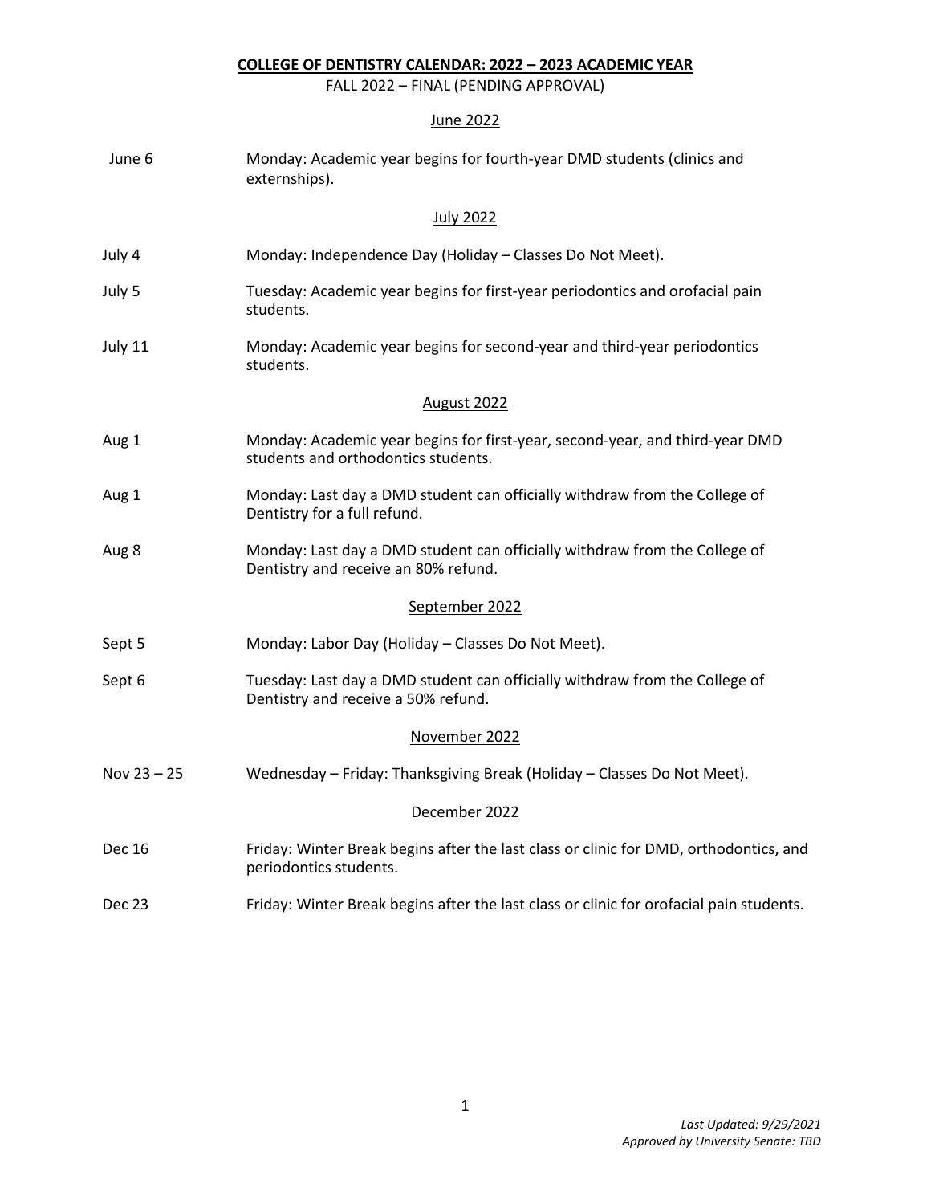# COLLEGE OF DENTISTRY CALENDAR: 2022 – 2023 ACADEMIC YEAR

FALL 2022 – FINAL (PENDING APPROVAL)

## June 2022

| | |
|---|---|
| June 6 | Monday: Academic year begins for fourth-year DMD students (clinics and externships). |

## July 2022

| | |
|---|---|
| July 4 | Monday: Independence Day (Holiday – Classes Do Not Meet). |
| July 5 | Tuesday: Academic year begins for first-year periodontics and orofacial pain students. |
| July 11 | Monday: Academic year begins for second-year and third-year periodontics students. |

## August 2022

| | |
|---|---|
| Aug 1 | Monday: Academic year begins for first-year, second-year, and third-year DMD students and orthodontics students. |
| Aug 1 | Monday: Last day a DMD student can officially withdraw from the College of Dentistry for a full refund. |
| Aug 8 | Monday: Last day a DMD student can officially withdraw from the College of Dentistry and receive an 80% refund. |

## September 2022

| | |
|---|---|
| Sept 5 | Monday: Labor Day (Holiday – Classes Do Not Meet). |
| Sept 6 | Tuesday: Last day a DMD student can officially withdraw from the College of Dentistry and receive a 50% refund. |

## November 2022

| | |
|---|---|
| Nov 23 – 25 | Wednesday – Friday: Thanksgiving Break (Holiday – Classes Do Not Meet). |

## December 2022

| | |
|---|---|
| Dec 16 | Friday: Winter Break begins after the last class or clinic for DMD, orthodontics, and periodontics students. |
| Dec 23 | Friday: Winter Break begins after the last class or clinic for orofacial pain students. |

*Last Updated: 9/29/2021*
*Approved by University Senate: TBD*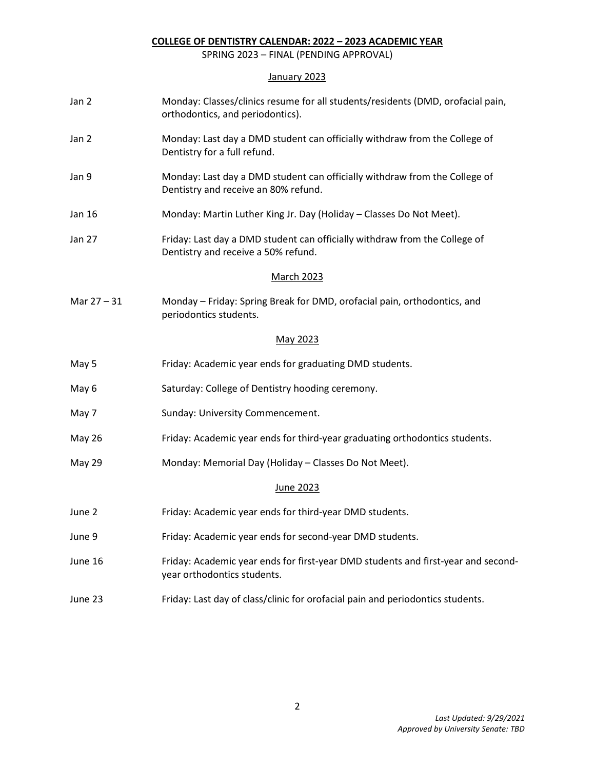**COLLEGE OF DENTISTRY CALENDAR: 2022 – 2023 ACADEMIC YEAR**

SPRING 2023 – FINAL (PENDING APPROVAL)

January 2023

| | |
|---|---|
| Jan 2 | Monday: Classes/clinics resume for all students/residents (DMD, orofacial pain, orthodontics, and periodontics). |
| Jan 2 | Monday: Last day a DMD student can officially withdraw from the College of Dentistry for a full refund. |
| Jan 9 | Monday: Last day a DMD student can officially withdraw from the College of Dentistry and receive an 80% refund. |
| Jan 16 | Monday: Martin Luther King Jr. Day (Holiday – Classes Do Not Meet). |
| Jan 27 | Friday: Last day a DMD student can officially withdraw from the College of Dentistry and receive a 50% refund. |

March 2023

| | |
|---|---|
| Mar 27 – 31 | Monday – Friday: Spring Break for DMD, orofacial pain, orthodontics, and periodontics students. |

May 2023

| | |
|---|---|
| May 5 | Friday: Academic year ends for graduating DMD students. |
| May 6 | Saturday: College of Dentistry hooding ceremony. |
| May 7 | Sunday: University Commencement. |
| May 26 | Friday: Academic year ends for third-year graduating orthodontics students. |
| May 29 | Monday: Memorial Day (Holiday – Classes Do Not Meet). |

June 2023

| | |
|---|---|
| June 2 | Friday: Academic year ends for third-year DMD students. |
| June 9 | Friday: Academic year ends for second-year DMD students. |
| June 16 | Friday: Academic year ends for first-year DMD students and first-year and second-year orthodontics students. |
| June 23 | Friday: Last day of class/clinic for orofacial pain and periodontics students. |

*Last Updated: 9/29/2021*
*Approved by University Senate: TBD*